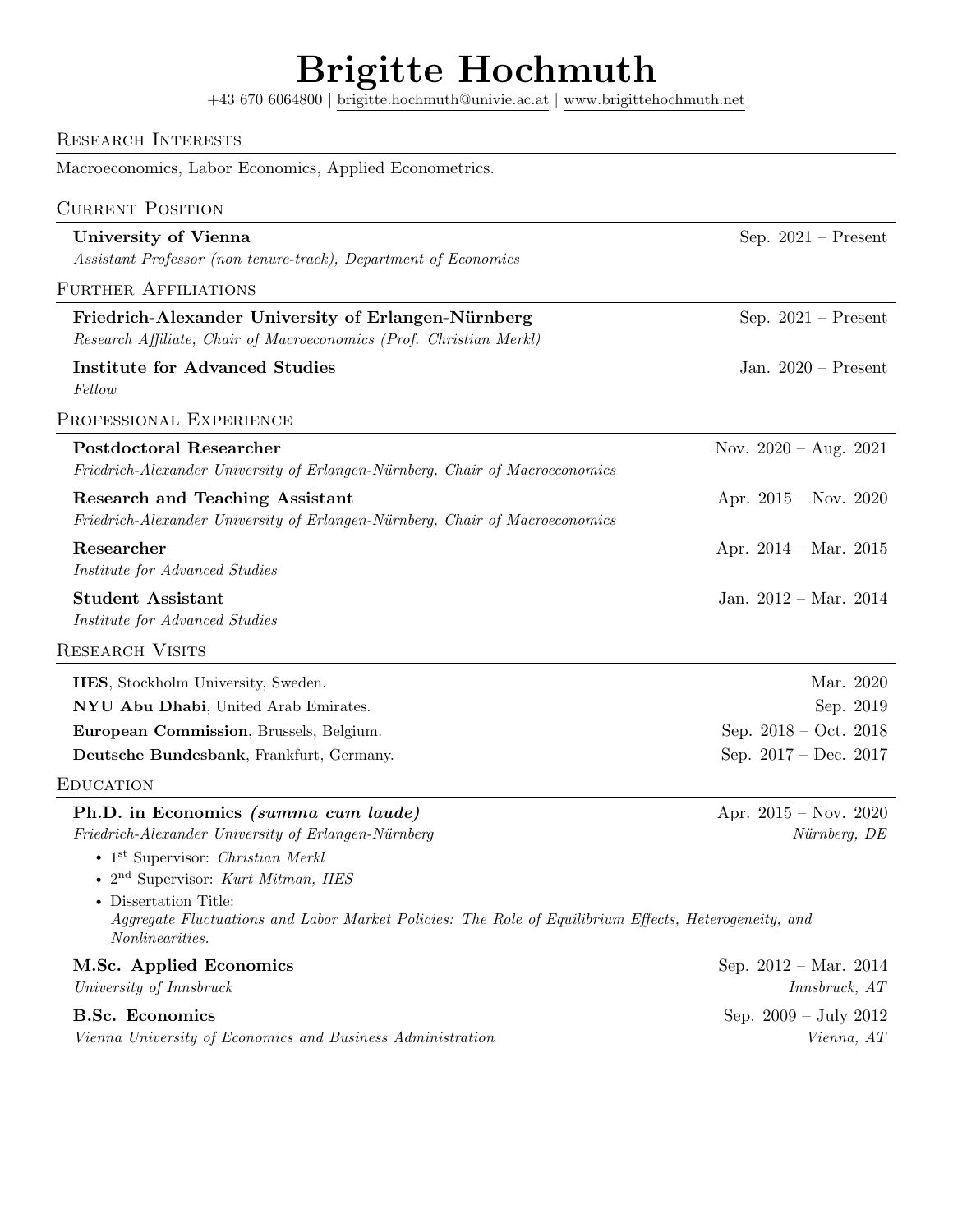# Brigitte Hochmuth

+43 670 6064800 | brigitte.hochmuth@univie.ac.at | www.brigittehochmuth.net

## Research Interests

Macroeconomics, Labor Economics, Applied Econometrics.

## Current Position

**University of Vienna** — Sep. 2021 – Present
*Assistant Professor (non tenure-track), Department of Economics*

## Further Affiliations

**Friedrich-Alexander University of Erlangen-Nürnberg** — Sep. 2021 – Present
*Research Affiliate, Chair of Macroeconomics (Prof. Christian Merkl)*

**Institute for Advanced Studies** — Jan. 2020 – Present
*Fellow*

## Professional Experience

**Postdoctoral Researcher** — Nov. 2020 – Aug. 2021
*Friedrich-Alexander University of Erlangen-Nürnberg, Chair of Macroeconomics*

**Research and Teaching Assistant** — Apr. 2015 – Nov. 2020
*Friedrich-Alexander University of Erlangen-Nürnberg, Chair of Macroeconomics*

**Researcher** — Apr. 2014 – Mar. 2015
*Institute for Advanced Studies*

**Student Assistant** — Jan. 2012 – Mar. 2014
*Institute for Advanced Studies*

## Research Visits

**IIES**, Stockholm University, Sweden. — Mar. 2020

**NYU Abu Dhabi**, United Arab Emirates. — Sep. 2019

**European Commission**, Brussels, Belgium. — Sep. 2018 – Oct. 2018

**Deutsche Bundesbank**, Frankfurt, Germany. — Sep. 2017 – Dec. 2017

## Education

**Ph.D. in Economics *(summa cum laude)*** — Apr. 2015 – Nov. 2020
*Friedrich-Alexander University of Erlangen-Nürnberg* — *Nürnberg, DE*

- 1st Supervisor: *Christian Merkl*
- 2nd Supervisor: *Kurt Mitman, IIES*
- Dissertation Title:
  *Aggregate Fluctuations and Labor Market Policies: The Role of Equilibrium Effects, Heterogeneity, and Nonlinearities.*

**M.Sc. Applied Economics** — Sep. 2012 – Mar. 2014
*University of Innsbruck* — *Innsbruck, AT*

**B.Sc. Economics** — Sep. 2009 – July 2012
*Vienna University of Economics and Business Administration* — *Vienna, AT*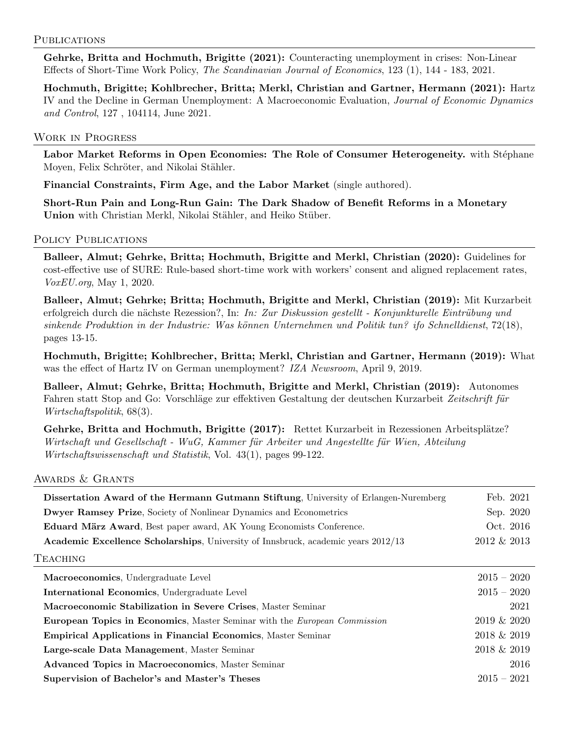## Publications

**Gehrke, Britta and Hochmuth, Brigitte (2021):** Counteracting unemployment in crises: Non-Linear Effects of Short-Time Work Policy, *The Scandinavian Journal of Economics*, 123 (1), 144 - 183, 2021.

**Hochmuth, Brigitte; Kohlbrecher, Britta; Merkl, Christian and Gartner, Hermann (2021):** Hartz IV and the Decline in German Unemployment: A Macroeconomic Evaluation, *Journal of Economic Dynamics and Control*, 127 , 104114, June 2021.

## Work in Progress

**Labor Market Reforms in Open Economies: The Role of Consumer Heterogeneity.** with Stéphane Moyen, Felix Schröter, and Nikolai Stähler.

**Financial Constraints, Firm Age, and the Labor Market** (single authored).

**Short-Run Pain and Long-Run Gain: The Dark Shadow of Benefit Reforms in a Monetary Union** with Christian Merkl, Nikolai Stähler, and Heiko Stüber.

## Policy Publications

**Balleer, Almut; Gehrke, Britta; Hochmuth, Brigitte and Merkl, Christian (2020):** Guidelines for cost-effective use of SURE: Rule-based short-time work with workers' consent and aligned replacement rates, *VoxEU.org*, May 1, 2020.

**Balleer, Almut; Gehrke; Britta; Hochmuth, Brigitte and Merkl, Christian (2019):** Mit Kurzarbeit erfolgreich durch die nächste Rezession?, In: *In: Zur Diskussion gestellt - Konjunkturelle Eintrübung und sinkende Produktion in der Industrie: Was können Unternehmen und Politik tun? ifo Schnelldienst*, 72(18), pages 13-15.

**Hochmuth, Brigitte; Kohlbrecher, Britta; Merkl, Christian and Gartner, Hermann (2019):** What was the effect of Hartz IV on German unemployment? *IZA Newsroom*, April 9, 2019.

**Balleer, Almut; Gehrke, Britta; Hochmuth, Brigitte and Merkl, Christian (2019):** Autonomes Fahren statt Stop and Go: Vorschläge zur effektiven Gestaltung der deutschen Kurzarbeit *Zeitschrift für Wirtschaftspolitik*, 68(3).

**Gehrke, Britta and Hochmuth, Brigitte (2017):** Rettet Kurzarbeit in Rezessionen Arbeitsplätze? *Wirtschaft und Gesellschaft - WuG, Kammer für Arbeiter und Angestellte für Wien, Abteilung Wirtschaftswissenschaft und Statistik*, Vol. 43(1), pages 99-122.

## Awards & Grants

| | |
|---|---|
| **Dissertation Award of the Hermann Gutmann Stiftung**, University of Erlangen-Nuremberg | Feb. 2021 |
| **Dwyer Ramsey Prize**, Society of Nonlinear Dynamics and Econometrics | Sep. 2020 |
| **Eduard März Award**, Best paper award, AK Young Economists Conference. | Oct. 2016 |
| **Academic Excellence Scholarships**, University of Innsbruck, academic years 2012/13 | 2012 & 2013 |

## Teaching

| | |
|---|---|
| **Macroeconomics**, Undergraduate Level | 2015 – 2020 |
| **International Economics**, Undergraduate Level | 2015 – 2020 |
| **Macroeconomic Stabilization in Severe Crises**, Master Seminar | 2021 |
| **European Topics in Economics**, Master Seminar with the *European Commission* | 2019 & 2020 |
| **Empirical Applications in Financial Economics**, Master Seminar | 2018 & 2019 |
| **Large-scale Data Management**, Master Seminar | 2018 & 2019 |
| **Advanced Topics in Macroeconomics**, Master Seminar | 2016 |
| **Supervision of Bachelor's and Master's Theses** | 2015 – 2021 |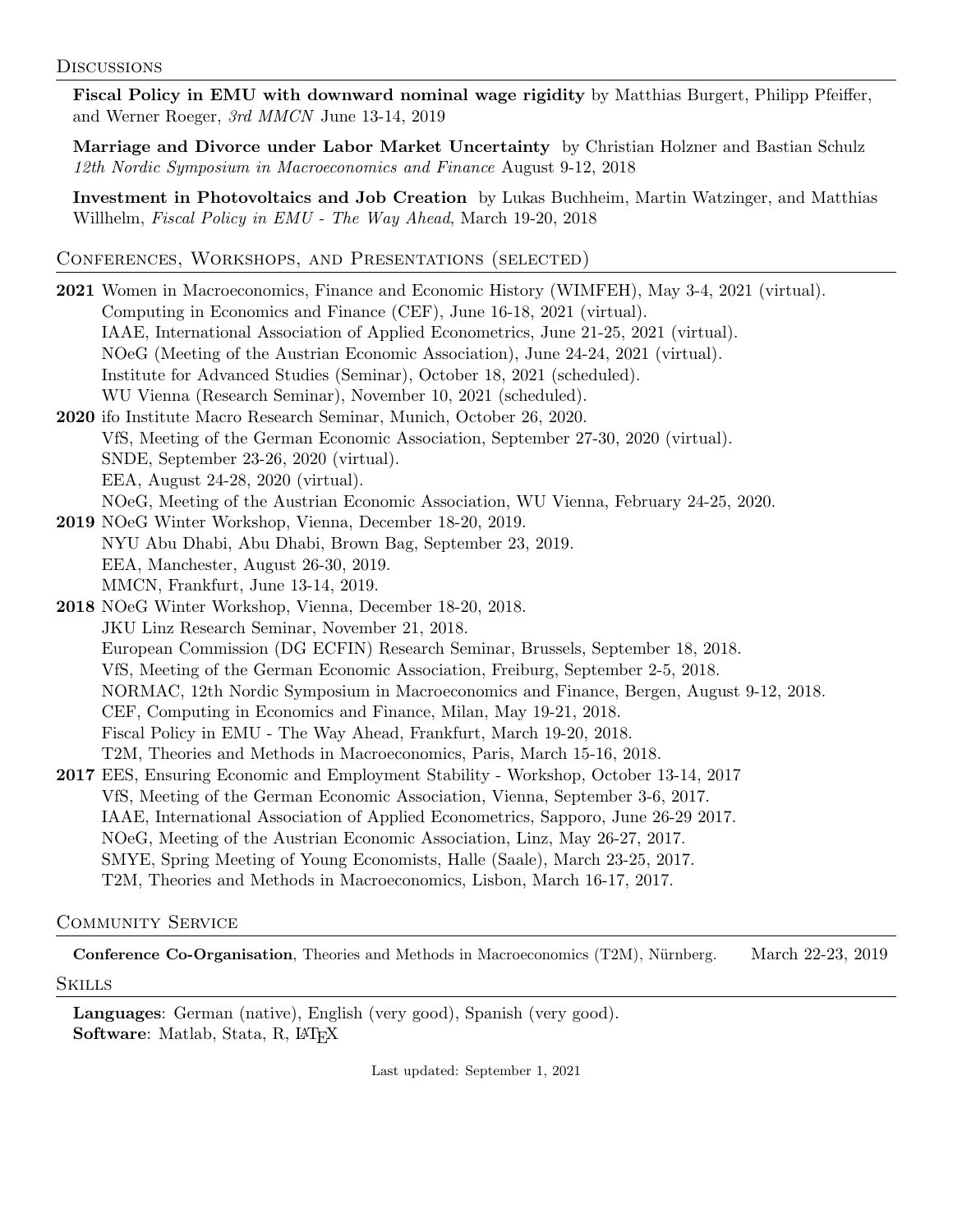## Discussions

**Fiscal Policy in EMU with downward nominal wage rigidity** by Matthias Burgert, Philipp Pfeiffer, and Werner Roeger, *3rd MMCN* June 13-14, 2019

**Marriage and Divorce under Labor Market Uncertainty** by Christian Holzner and Bastian Schulz *12th Nordic Symposium in Macroeconomics and Finance* August 9-12, 2018

**Investment in Photovoltaics and Job Creation** by Lukas Buchheim, Martin Watzinger, and Matthias Willhelm, *Fiscal Policy in EMU - The Way Ahead*, March 19-20, 2018

## Conferences, Workshops, and Presentations (selected)

**2021** Women in Macroeconomics, Finance and Economic History (WIMFEH), May 3-4, 2021 (virtual).
Computing in Economics and Finance (CEF), June 16-18, 2021 (virtual).
IAAE, International Association of Applied Econometrics, June 21-25, 2021 (virtual).
NOeG (Meeting of the Austrian Economic Association), June 24-24, 2021 (virtual).
Institute for Advanced Studies (Seminar), October 18, 2021 (scheduled).
WU Vienna (Research Seminar), November 10, 2021 (scheduled).

**2020** ifo Institute Macro Research Seminar, Munich, October 26, 2020.
VfS, Meeting of the German Economic Association, September 27-30, 2020 (virtual).
SNDE, September 23-26, 2020 (virtual).
EEA, August 24-28, 2020 (virtual).
NOeG, Meeting of the Austrian Economic Association, WU Vienna, February 24-25, 2020.

**2019** NOeG Winter Workshop, Vienna, December 18-20, 2019.
NYU Abu Dhabi, Abu Dhabi, Brown Bag, September 23, 2019.
EEA, Manchester, August 26-30, 2019.
MMCN, Frankfurt, June 13-14, 2019.

**2018** NOeG Winter Workshop, Vienna, December 18-20, 2018.
JKU Linz Research Seminar, November 21, 2018.
European Commission (DG ECFIN) Research Seminar, Brussels, September 18, 2018.
VfS, Meeting of the German Economic Association, Freiburg, September 2-5, 2018.
NORMAC, 12th Nordic Symposium in Macroeconomics and Finance, Bergen, August 9-12, 2018.
CEF, Computing in Economics and Finance, Milan, May 19-21, 2018.
Fiscal Policy in EMU - The Way Ahead, Frankfurt, March 19-20, 2018.
T2M, Theories and Methods in Macroeconomics, Paris, March 15-16, 2018.

**2017** EES, Ensuring Economic and Employment Stability - Workshop, October 13-14, 2017
VfS, Meeting of the German Economic Association, Vienna, September 3-6, 2017.
IAAE, International Association of Applied Econometrics, Sapporo, June 26-29 2017.
NOeG, Meeting of the Austrian Economic Association, Linz, May 26-27, 2017.
SMYE, Spring Meeting of Young Economists, Halle (Saale), March 23-25, 2017.
T2M, Theories and Methods in Macroeconomics, Lisbon, March 16-17, 2017.

## Community Service

**Conference Co-Organisation**, Theories and Methods in Macroeconomics (T2M), Nürnberg. March 22-23, 2019

## Skills

**Languages**: German (native), English (very good), Spanish (very good).
**Software**: Matlab, Stata, R, LaTeX

Last updated: September 1, 2021